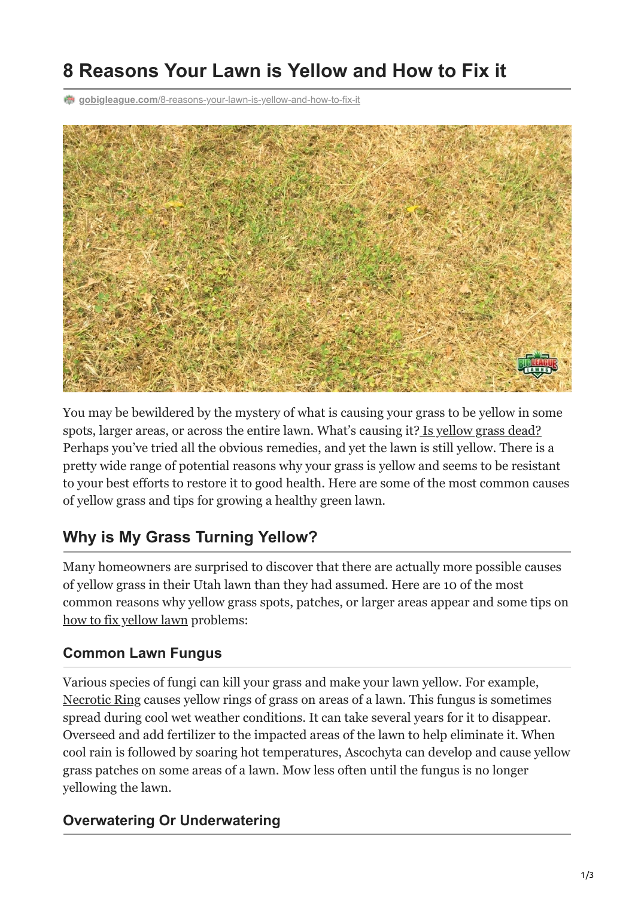# 8 Reasons Your Lawn is Yellow and How to Fix it

gobigleague.com/8-reasons-your-lawn-is-yellow-and-how-to-fix-it

You may be bewildered by the mystery of what is causing your grass to be yellow in some spots, larger areas, or across the entire lawn. What's causing it? Is yellow grass dead? Perhaps you've tried all the obvious remedies, and yet the lawn is still yellow. There is a pretty wide range of potential reasons why your grass is yellow and seems to be resistant to your best efforts to restore it to good health. Here are some of the most common causes of yellow grass and tips for growing a healthy green lawn.

## Why is My Grass Turning Yellow?

Many homeowners are surprised to discover that there are actually more possible causes of yellow grass in their Utah lawn than they had assumed. Here are 10 of the most common reasons why yellow grass spots, patches, or larger areas appear and some tips on how to fix yellow lawn problems:

### Common Lawn Fungus

Various species of fungi can kill your grass and make your lawn yellow. For example, Necrotic Ring causes yellow rings of grass on areas of a lawn. This fungus is sometimes spread during cool wet weather conditions. It can take several years for it to disappear. Overseed and add fertilizer to the impacted areas of the lawn to help eliminate it. When cool rain is followed by soaring hot temperatures, Ascochyta can develop and cause yellow grass patches on some areas of a lawn. Mow less often until the fungus is no longer yellowing the lawn.

### Overwatering Or Underwatering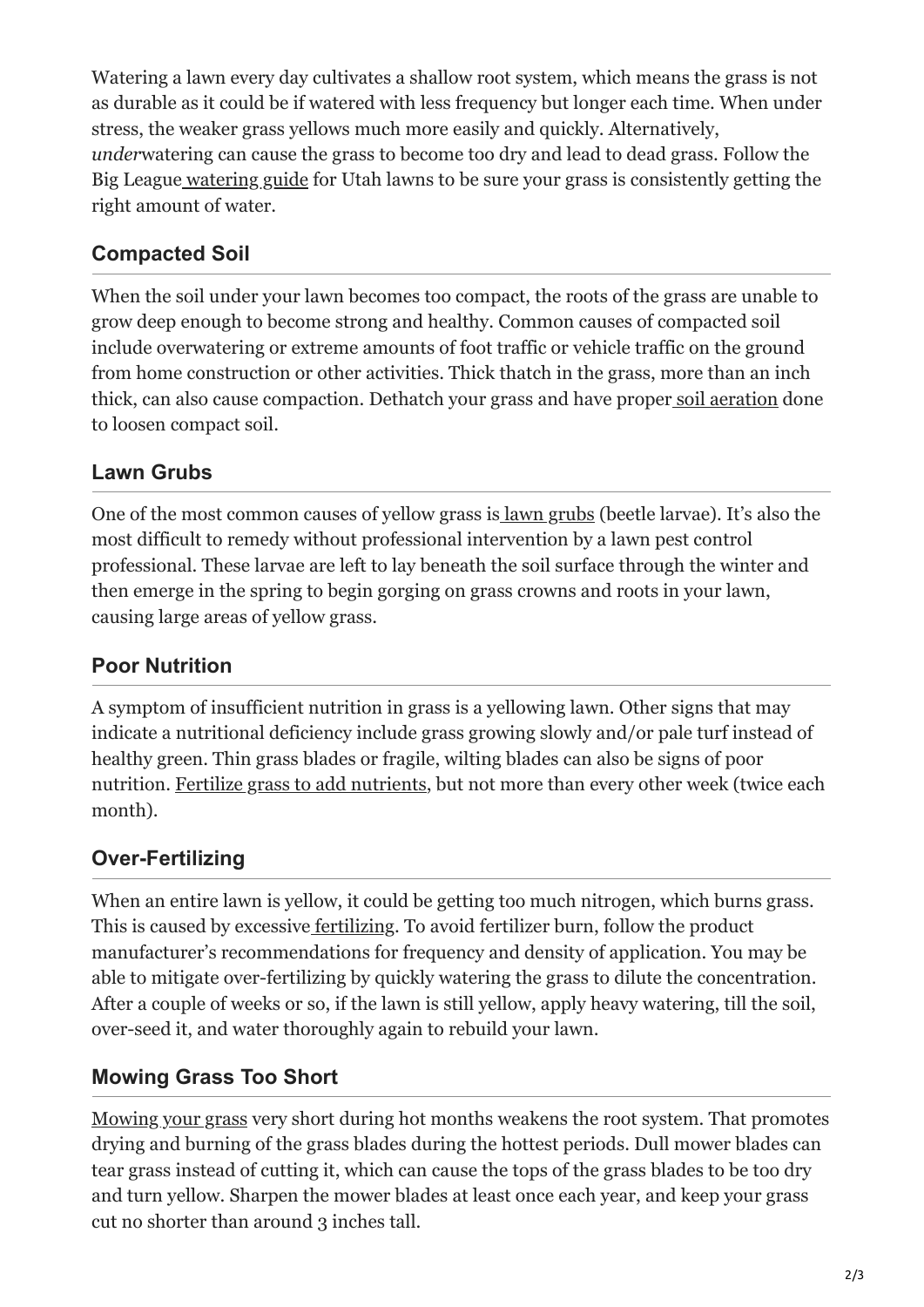Watering a lawn every day cultivates a shallow root system, which means the grass is not as durable as it could be if watered with less frequency but longer each time. When under stress, the weaker grass yellows much more easily and quickly. Alternatively, *under*watering can cause the grass to become too dry and lead to dead grass. Follow the Big League watering guide for Utah lawns to be sure your grass is consistently getting the right amount of water.

### Compacted Soil

When the soil under your lawn becomes too compact, the roots of the grass are unable to grow deep enough to become strong and healthy. Common causes of compacted soil include overwatering or extreme amounts of foot traffic or vehicle traffic on the ground from home construction or other activities. Thick thatch in the grass, more than an inch thick, can also cause compaction. Dethatch your grass and have proper soil aeration done to loosen compact soil.

### Lawn Grubs

One of the most common causes of yellow grass is lawn grubs (beetle larvae). It's also the most difficult to remedy without professional intervention by a lawn pest control professional. These larvae are left to lay beneath the soil surface through the winter and then emerge in the spring to begin gorging on grass crowns and roots in your lawn, causing large areas of yellow grass.

### Poor Nutrition

A symptom of insufficient nutrition in grass is a yellowing lawn. Other signs that may indicate a nutritional deficiency include grass growing slowly and/or pale turf instead of healthy green. Thin grass blades or fragile, wilting blades can also be signs of poor nutrition. Fertilize grass to add nutrients, but not more than every other week (twice each month).

### Over-Fertilizing

When an entire lawn is yellow, it could be getting too much nitrogen, which burns grass. This is caused by excessive fertilizing. To avoid fertilizer burn, follow the product manufacturer's recommendations for frequency and density of application. You may be able to mitigate over-fertilizing by quickly watering the grass to dilute the concentration. After a couple of weeks or so, if the lawn is still yellow, apply heavy watering, till the soil, over-seed it, and water thoroughly again to rebuild your lawn.

### Mowing Grass Too Short

Mowing your grass very short during hot months weakens the root system. That promotes drying and burning of the grass blades during the hottest periods. Dull mower blades can tear grass instead of cutting it, which can cause the tops of the grass blades to be too dry and turn yellow. Sharpen the mower blades at least once each year, and keep your grass cut no shorter than around 3 inches tall.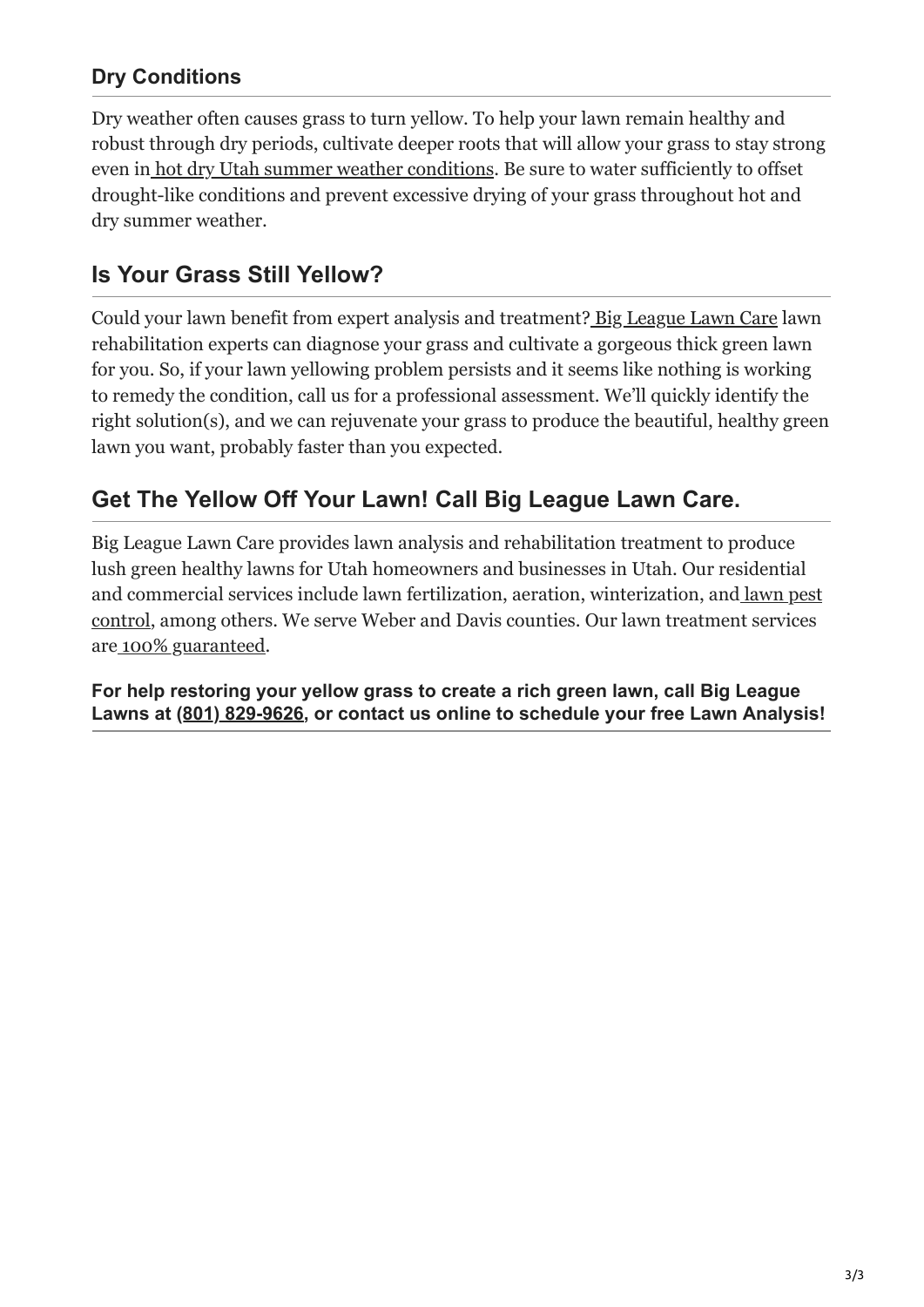### Dry Conditions

Dry weather often causes grass to turn yellow. To help your lawn remain healthy and robust through dry periods, cultivate deeper roots that will allow your grass to stay strong even in hot dry Utah summer weather conditions. Be sure to water sufficiently to offset drought-like conditions and prevent excessive drying of your grass throughout hot and dry summer weather.

## Is Your Grass Still Yellow?

Could your lawn benefit from expert analysis and treatment? Big League Lawn Care lawn rehabilitation experts can diagnose your grass and cultivate a gorgeous thick green lawn for you. So, if your lawn yellowing problem persists and it seems like nothing is working to remedy the condition, call us for a professional assessment. We'll quickly identify the right solution(s), and we can rejuvenate your grass to produce the beautiful, healthy green lawn you want, probably faster than you expected.

## Get The Yellow Off Your Lawn! Call Big League Lawn Care.

Big League Lawn Care provides lawn analysis and rehabilitation treatment to produce lush green healthy lawns for Utah homeowners and businesses in Utah. Our residential and commercial services include lawn fertilization, aeration, winterization, and lawn pest control, among others. We serve Weber and Davis counties. Our lawn treatment services are 100% guaranteed.

**For help restoring your yellow grass to create a rich green lawn, call Big League Lawns at (801) 829-9626, or contact us online to schedule your free Lawn Analysis!**